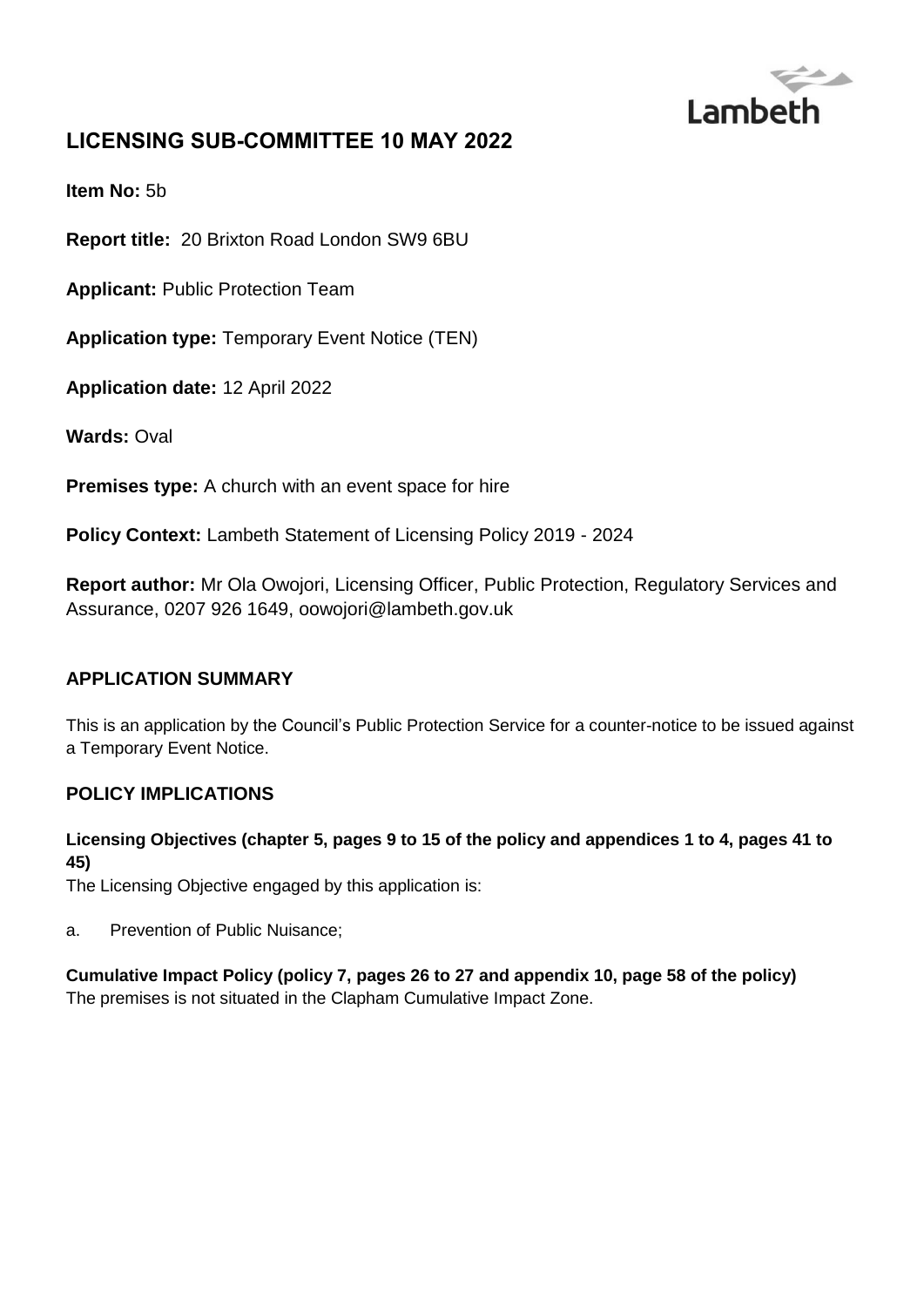Lambeth

# LICENSING SUB-COMMITTEE 10 MAY 2022

**Item No:** 5b

**Report title:** 20 Brixton Road London SW9 6BU

**Applicant:** Public Protection Team

**Application type:** Temporary Event Notice (TEN)

**Application date:** 12 April 2022

**Wards:** Oval

**Premises type:** A church with an event space for hire

**Policy Context:** Lambeth Statement of Licensing Policy 2019 - 2024

**Report author:** Mr Ola Owojori, Licensing Officer, Public Protection, Regulatory Services and Assurance, 0207 926 1649, oowojori@lambeth.gov.uk

## APPLICATION SUMMARY

This is an application by the Council's Public Protection Service for a counter-notice to be issued against a Temporary Event Notice.

## POLICY IMPLICATIONS

**Licensing Objectives (chapter 5, pages 9 to 15 of the policy and appendices 1 to 4, pages 41 to 45)**

The Licensing Objective engaged by this application is:

a. Prevention of Public Nuisance;

**Cumulative Impact Policy (policy 7, pages 26 to 27 and appendix 10, page 58 of the policy)**

The premises is not situated in the Clapham Cumulative Impact Zone.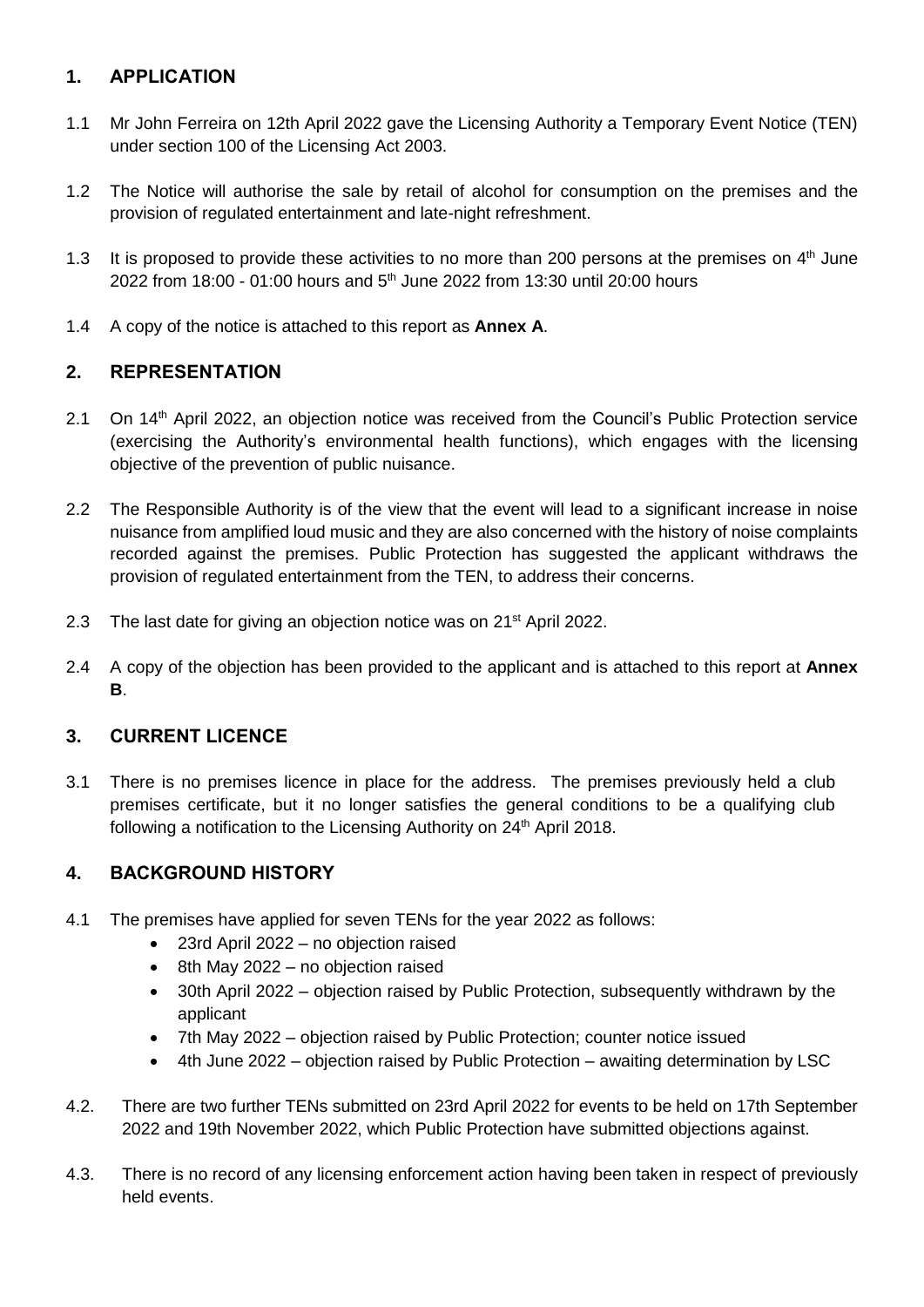## 1. APPLICATION

1.1 Mr John Ferreira on 12th April 2022 gave the Licensing Authority a Temporary Event Notice (TEN) under section 100 of the Licensing Act 2003.

1.2 The Notice will authorise the sale by retail of alcohol for consumption on the premises and the provision of regulated entertainment and late-night refreshment.

1.3 It is proposed to provide these activities to no more than 200 persons at the premises on 4th June 2022 from 18:00 - 01:00 hours and 5th June 2022 from 13:30 until 20:00 hours

1.4 A copy of the notice is attached to this report as **Annex A**.

## 2. REPRESENTATION

2.1 On 14th April 2022, an objection notice was received from the Council's Public Protection service (exercising the Authority's environmental health functions), which engages with the licensing objective of the prevention of public nuisance.

2.2 The Responsible Authority is of the view that the event will lead to a significant increase in noise nuisance from amplified loud music and they are also concerned with the history of noise complaints recorded against the premises. Public Protection has suggested the applicant withdraws the provision of regulated entertainment from the TEN, to address their concerns.

2.3 The last date for giving an objection notice was on 21st April 2022.

2.4 A copy of the objection has been provided to the applicant and is attached to this report at **Annex B**.

## 3. CURRENT LICENCE

3.1 There is no premises licence in place for the address. The premises previously held a club premises certificate, but it no longer satisfies the general conditions to be a qualifying club following a notification to the Licensing Authority on 24th April 2018.

## 4. BACKGROUND HISTORY

4.1 The premises have applied for seven TENs for the year 2022 as follows:

- 23rd April 2022 – no objection raised
- 8th May 2022 – no objection raised
- 30th April 2022 – objection raised by Public Protection, subsequently withdrawn by the applicant
- 7th May 2022 – objection raised by Public Protection; counter notice issued
- 4th June 2022 – objection raised by Public Protection – awaiting determination by LSC

4.2. There are two further TENs submitted on 23rd April 2022 for events to be held on 17th September 2022 and 19th November 2022, which Public Protection have submitted objections against.

4.3. There is no record of any licensing enforcement action having been taken in respect of previously held events.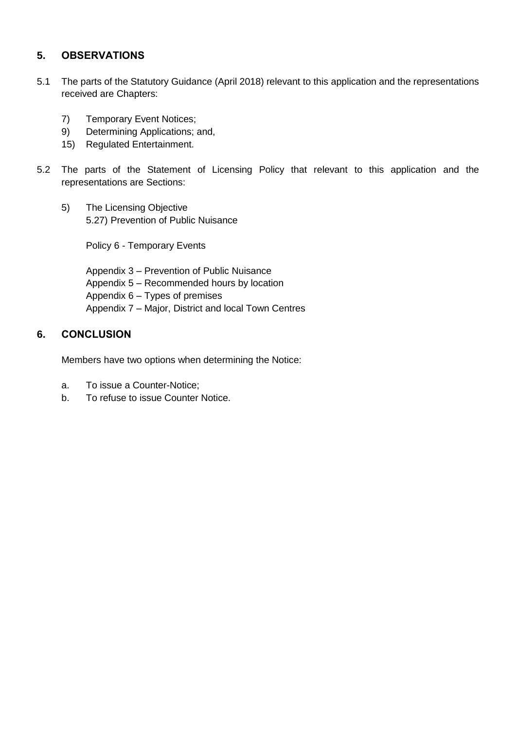## 5. OBSERVATIONS

5.1 The parts of the Statutory Guidance (April 2018) relevant to this application and the representations received are Chapters:

- 7) Temporary Event Notices;
- 9) Determining Applications; and,
- 15) Regulated Entertainment.

5.2 The parts of the Statement of Licensing Policy that relevant to this application and the representations are Sections:

- 5) The Licensing Objective
  5.27) Prevention of Public Nuisance

  Policy 6 - Temporary Events

  Appendix 3 – Prevention of Public Nuisance
  Appendix 5 – Recommended hours by location
  Appendix 6 – Types of premises
  Appendix 7 – Major, District and local Town Centres

## 6. CONCLUSION

Members have two options when determining the Notice:

a. To issue a Counter-Notice;
b. To refuse to issue Counter Notice.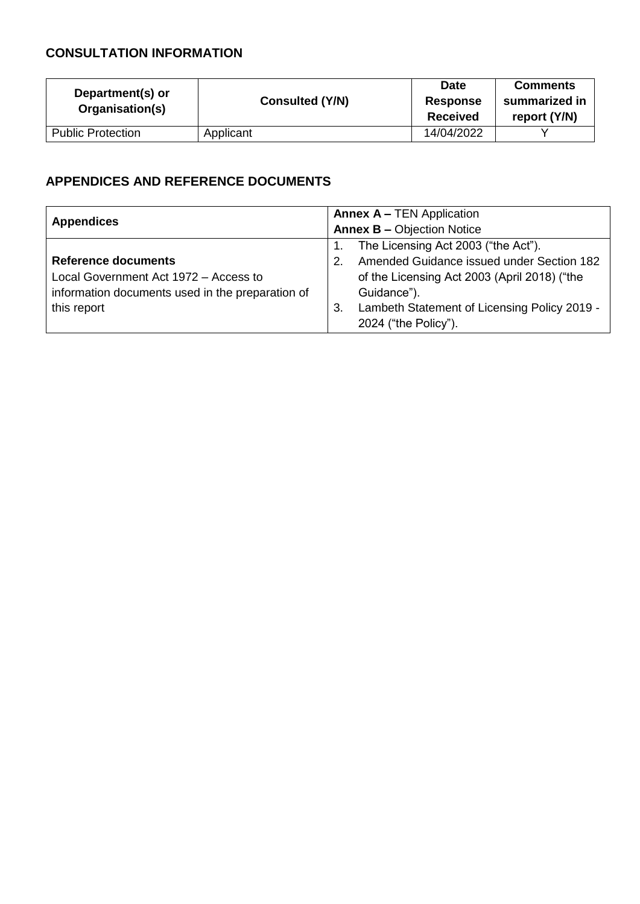## CONSULTATION INFORMATION

| Department(s) or Organisation(s) | Consulted (Y/N) | Date Response Received | Comments summarized in report (Y/N) |
|---|---|---|---|
| Public Protection | Applicant | 14/04/2022 | Y |

## APPENDICES AND REFERENCE DOCUMENTS

| | |
|---|---|
| **Appendices** | **Annex A –** TEN Application<br>**Annex B –** Objection Notice |
| **Reference documents**<br>Local Government Act 1972 – Access to information documents used in the preparation of this report | 1. The Licensing Act 2003 ("the Act").<br>2. Amended Guidance issued under Section 182 of the Licensing Act 2003 (April 2018) ("the Guidance").<br>3. Lambeth Statement of Licensing Policy 2019 - 2024 ("the Policy"). |